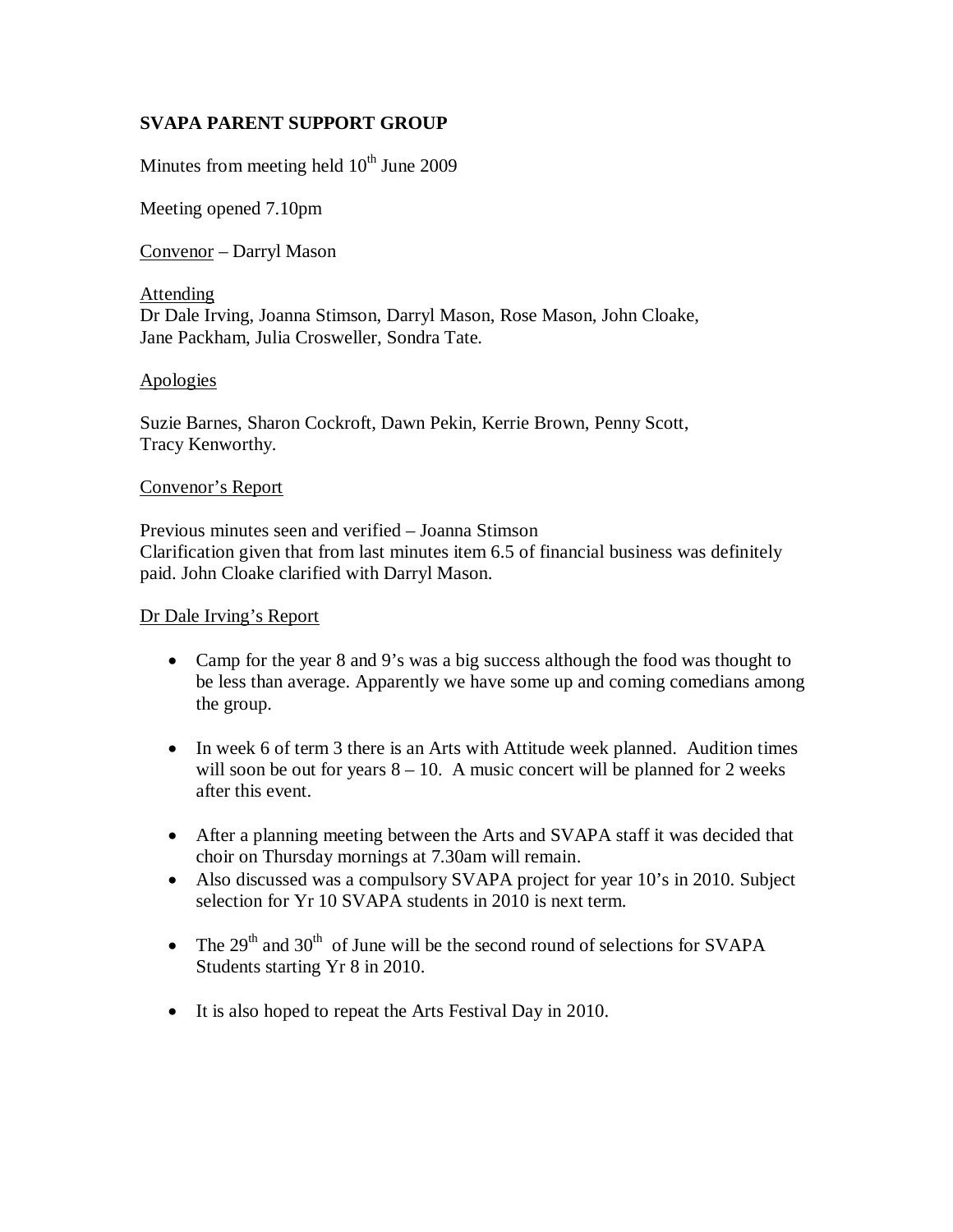**SVAPA PARENT SUPPORT GROUP**

Minutes from meeting held 10th June 2009

Meeting opened 7.10pm

<u>Convenor</u> – Darryl Mason

<u>Attending</u>
Dr Dale Irving, Joanna Stimson, Darryl Mason, Rose Mason, John Cloake, Jane Packham, Julia Crosweller, Sondra Tate.

<u>Apologies</u>

Suzie Barnes, Sharon Cockroft, Dawn Pekin, Kerrie Brown, Penny Scott, Tracy Kenworthy.

<u>Convenor's Report</u>

Previous minutes seen and verified – Joanna Stimson
Clarification given that from last minutes item 6.5 of financial business was definitely paid. John Cloake clarified with Darryl Mason.

<u>Dr Dale Irving's Report</u>

- Camp for the year 8 and 9's was a big success although the food was thought to be less than average. Apparently we have some up and coming comedians among the group.

- In week 6 of term 3 there is an Arts with Attitude week planned. Audition times will soon be out for years 8 – 10. A music concert will be planned for 2 weeks after this event.

- After a planning meeting between the Arts and SVAPA staff it was decided that choir on Thursday mornings at 7.30am will remain.
- Also discussed was a compulsory SVAPA project for year 10's in 2010. Subject selection for Yr 10 SVAPA students in 2010 is next term.

- The 29th and 30th of June will be the second round of selections for SVAPA Students starting Yr 8 in 2010.

- It is also hoped to repeat the Arts Festival Day in 2010.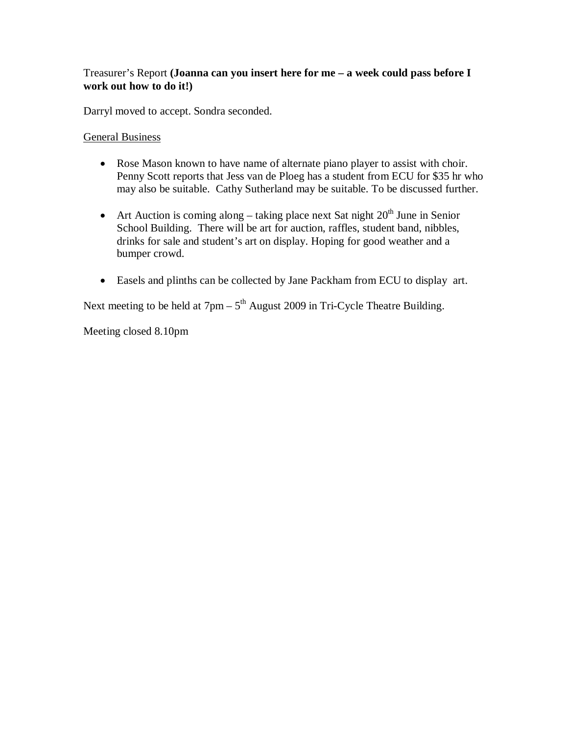Treasurer's Report **(Joanna can you insert here for me – a week could pass before I work out how to do it!)**

Darryl moved to accept. Sondra seconded.

General Business

- Rose Mason known to have name of alternate piano player to assist with choir. Penny Scott reports that Jess van de Ploeg has a student from ECU for $35 hr who may also be suitable. Cathy Sutherland may be suitable. To be discussed further.

- Art Auction is coming along – taking place next Sat night 20th June in Senior School Building. There will be art for auction, raffles, student band, nibbles, drinks for sale and student's art on display. Hoping for good weather and a bumper crowd.

- Easels and plinths can be collected by Jane Packham from ECU to display art.

Next meeting to be held at 7pm – 5th August 2009 in Tri-Cycle Theatre Building.

Meeting closed 8.10pm